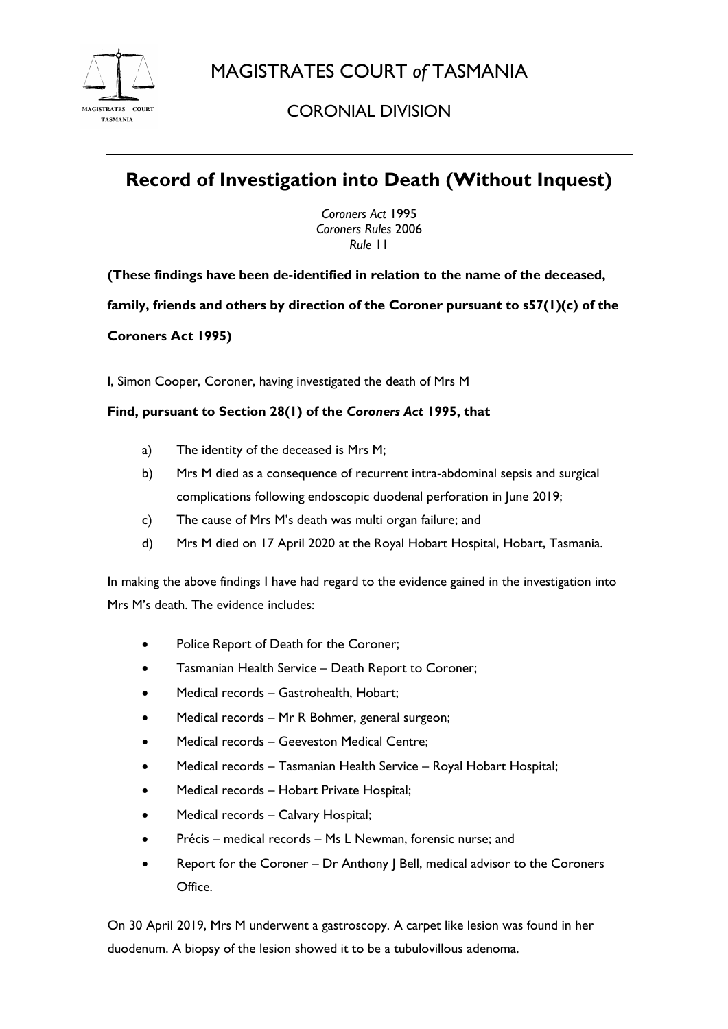# MAGISTRATES COURT *of* TASMANIA

## CORONIAL DIVISION

---

## Record of Investigation into Death (Without Inquest)

*Coroners Act* 1995
*Coroners Rules* 2006
*Rule* 11

**(These findings have been de-identified in relation to the name of the deceased, family, friends and others by direction of the Coroner pursuant to s57(1)(c) of the Coroners Act 1995)**

I, Simon Cooper, Coroner, having investigated the death of Mrs M

**Find, pursuant to Section 28(1) of the *Coroners Act* 1995, that**

a) The identity of the deceased is Mrs M;

b) Mrs M died as a consequence of recurrent intra-abdominal sepsis and surgical complications following endoscopic duodenal perforation in June 2019;

c) The cause of Mrs M's death was multi organ failure; and

d) Mrs M died on 17 April 2020 at the Royal Hobart Hospital, Hobart, Tasmania.

In making the above findings I have had regard to the evidence gained in the investigation into Mrs M's death. The evidence includes:

- Police Report of Death for the Coroner;
- Tasmanian Health Service – Death Report to Coroner;
- Medical records – Gastrohealth, Hobart;
- Medical records – Mr R Bohmer, general surgeon;
- Medical records – Geeveston Medical Centre;
- Medical records – Tasmanian Health Service – Royal Hobart Hospital;
- Medical records – Hobart Private Hospital;
- Medical records – Calvary Hospital;
- Précis – medical records – Ms L Newman, forensic nurse; and
- Report for the Coroner – Dr Anthony J Bell, medical advisor to the Coroners Office.

On 30 April 2019, Mrs M underwent a gastroscopy. A carpet like lesion was found in her duodenum. A biopsy of the lesion showed it to be a tubulovillous adenoma.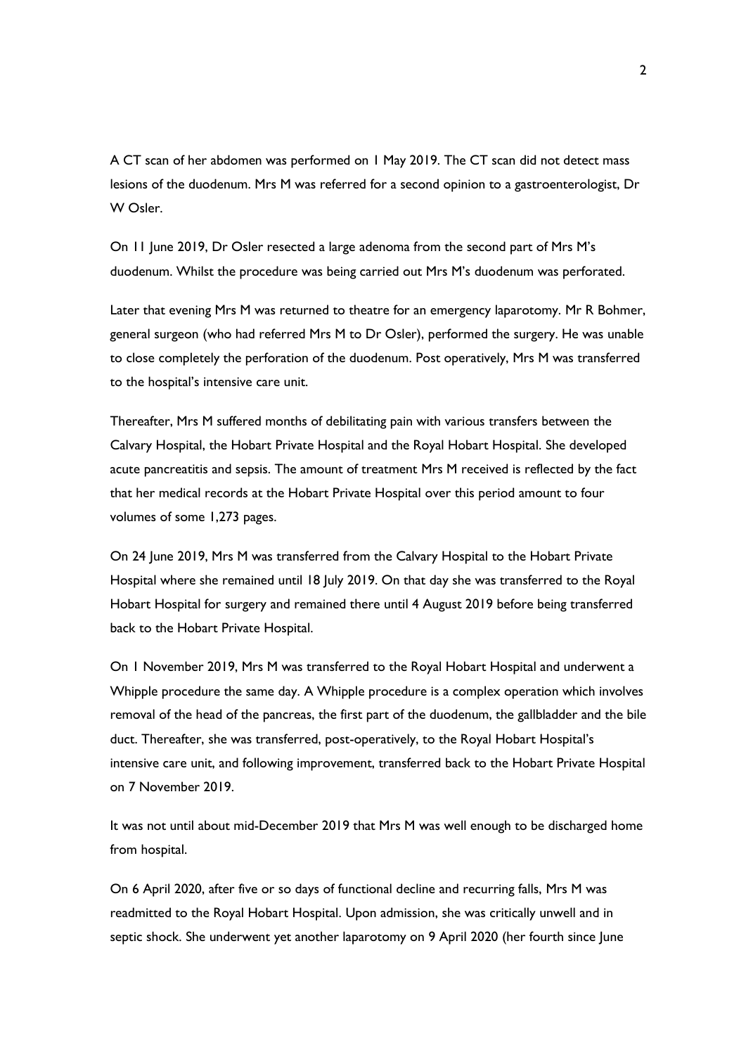A CT scan of her abdomen was performed on 1 May 2019. The CT scan did not detect mass lesions of the duodenum. Mrs M was referred for a second opinion to a gastroenterologist, Dr W Osler.

On 11 June 2019, Dr Osler resected a large adenoma from the second part of Mrs M's duodenum. Whilst the procedure was being carried out Mrs M's duodenum was perforated.

Later that evening Mrs M was returned to theatre for an emergency laparotomy. Mr R Bohmer, general surgeon (who had referred Mrs M to Dr Osler), performed the surgery. He was unable to close completely the perforation of the duodenum. Post operatively, Mrs M was transferred to the hospital's intensive care unit.

Thereafter, Mrs M suffered months of debilitating pain with various transfers between the Calvary Hospital, the Hobart Private Hospital and the Royal Hobart Hospital. She developed acute pancreatitis and sepsis. The amount of treatment Mrs M received is reflected by the fact that her medical records at the Hobart Private Hospital over this period amount to four volumes of some 1,273 pages.

On 24 June 2019, Mrs M was transferred from the Calvary Hospital to the Hobart Private Hospital where she remained until 18 July 2019. On that day she was transferred to the Royal Hobart Hospital for surgery and remained there until 4 August 2019 before being transferred back to the Hobart Private Hospital.

On 1 November 2019, Mrs M was transferred to the Royal Hobart Hospital and underwent a Whipple procedure the same day. A Whipple procedure is a complex operation which involves removal of the head of the pancreas, the first part of the duodenum, the gallbladder and the bile duct. Thereafter, she was transferred, post-operatively, to the Royal Hobart Hospital's intensive care unit, and following improvement, transferred back to the Hobart Private Hospital on 7 November 2019.

It was not until about mid-December 2019 that Mrs M was well enough to be discharged home from hospital.

On 6 April 2020, after five or so days of functional decline and recurring falls, Mrs M was readmitted to the Royal Hobart Hospital. Upon admission, she was critically unwell and in septic shock. She underwent yet another laparotomy on 9 April 2020 (her fourth since June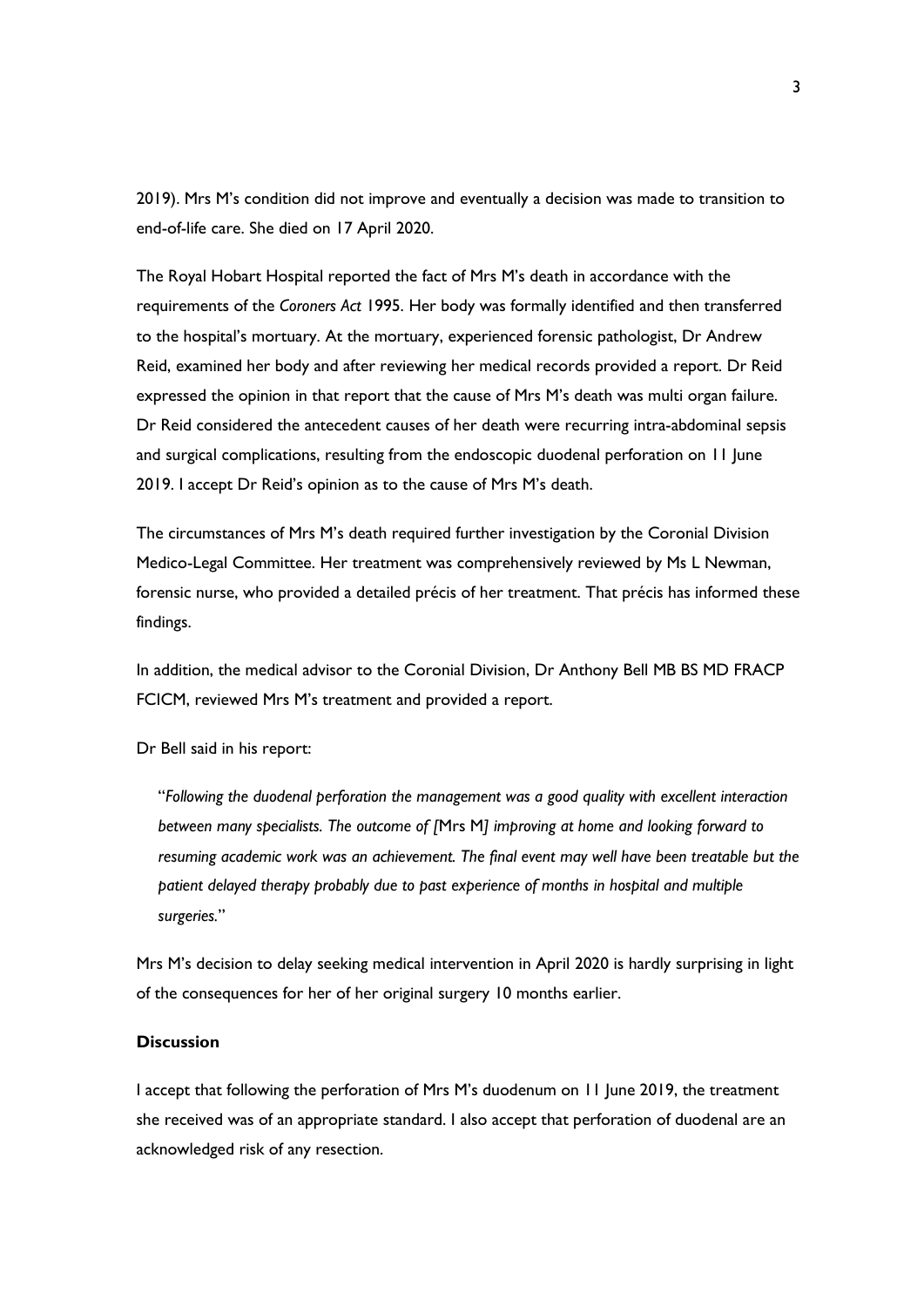2019). Mrs M's condition did not improve and eventually a decision was made to transition to end-of-life care. She died on 17 April 2020.

The Royal Hobart Hospital reported the fact of Mrs M's death in accordance with the requirements of the *Coroners Act* 1995. Her body was formally identified and then transferred to the hospital's mortuary. At the mortuary, experienced forensic pathologist, Dr Andrew Reid, examined her body and after reviewing her medical records provided a report. Dr Reid expressed the opinion in that report that the cause of Mrs M's death was multi organ failure. Dr Reid considered the antecedent causes of her death were recurring intra-abdominal sepsis and surgical complications, resulting from the endoscopic duodenal perforation on 11 June 2019. I accept Dr Reid's opinion as to the cause of Mrs M's death.

The circumstances of Mrs M's death required further investigation by the Coronial Division Medico-Legal Committee. Her treatment was comprehensively reviewed by Ms L Newman, forensic nurse, who provided a detailed précis of her treatment. That précis has informed these findings.

In addition, the medical advisor to the Coronial Division, Dr Anthony Bell MB BS MD FRACP FCICM, reviewed Mrs M's treatment and provided a report.

Dr Bell said in his report:

> "*Following the duodenal perforation the management was a good quality with excellent interaction between many specialists. The outcome of [*Mrs M*] improving at home and looking forward to resuming academic work was an achievement. The final event may well have been treatable but the patient delayed therapy probably due to past experience of months in hospital and multiple surgeries.*"

Mrs M's decision to delay seeking medical intervention in April 2020 is hardly surprising in light of the consequences for her of her original surgery 10 months earlier.

**Discussion**

I accept that following the perforation of Mrs M's duodenum on 11 June 2019, the treatment she received was of an appropriate standard. I also accept that perforation of duodenal are an acknowledged risk of any resection.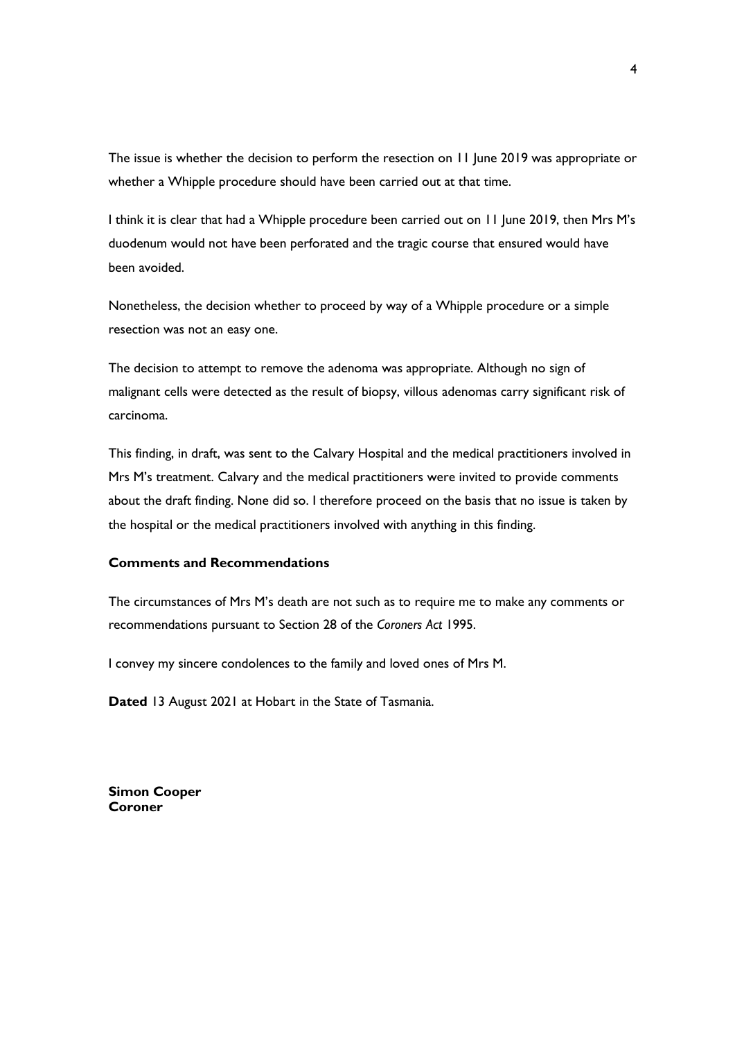The issue is whether the decision to perform the resection on 11 June 2019 was appropriate or whether a Whipple procedure should have been carried out at that time.

I think it is clear that had a Whipple procedure been carried out on 11 June 2019, then Mrs M's duodenum would not have been perforated and the tragic course that ensured would have been avoided.

Nonetheless, the decision whether to proceed by way of a Whipple procedure or a simple resection was not an easy one.

The decision to attempt to remove the adenoma was appropriate. Although no sign of malignant cells were detected as the result of biopsy, villous adenomas carry significant risk of carcinoma.

This finding, in draft, was sent to the Calvary Hospital and the medical practitioners involved in Mrs M's treatment. Calvary and the medical practitioners were invited to provide comments about the draft finding. None did so. I therefore proceed on the basis that no issue is taken by the hospital or the medical practitioners involved with anything in this finding.

**Comments and Recommendations**

The circumstances of Mrs M's death are not such as to require me to make any comments or recommendations pursuant to Section 28 of the *Coroners Act* 1995.

I convey my sincere condolences to the family and loved ones of Mrs M.

**Dated** 13 August 2021 at Hobart in the State of Tasmania.

**Simon Cooper**
**Coroner**